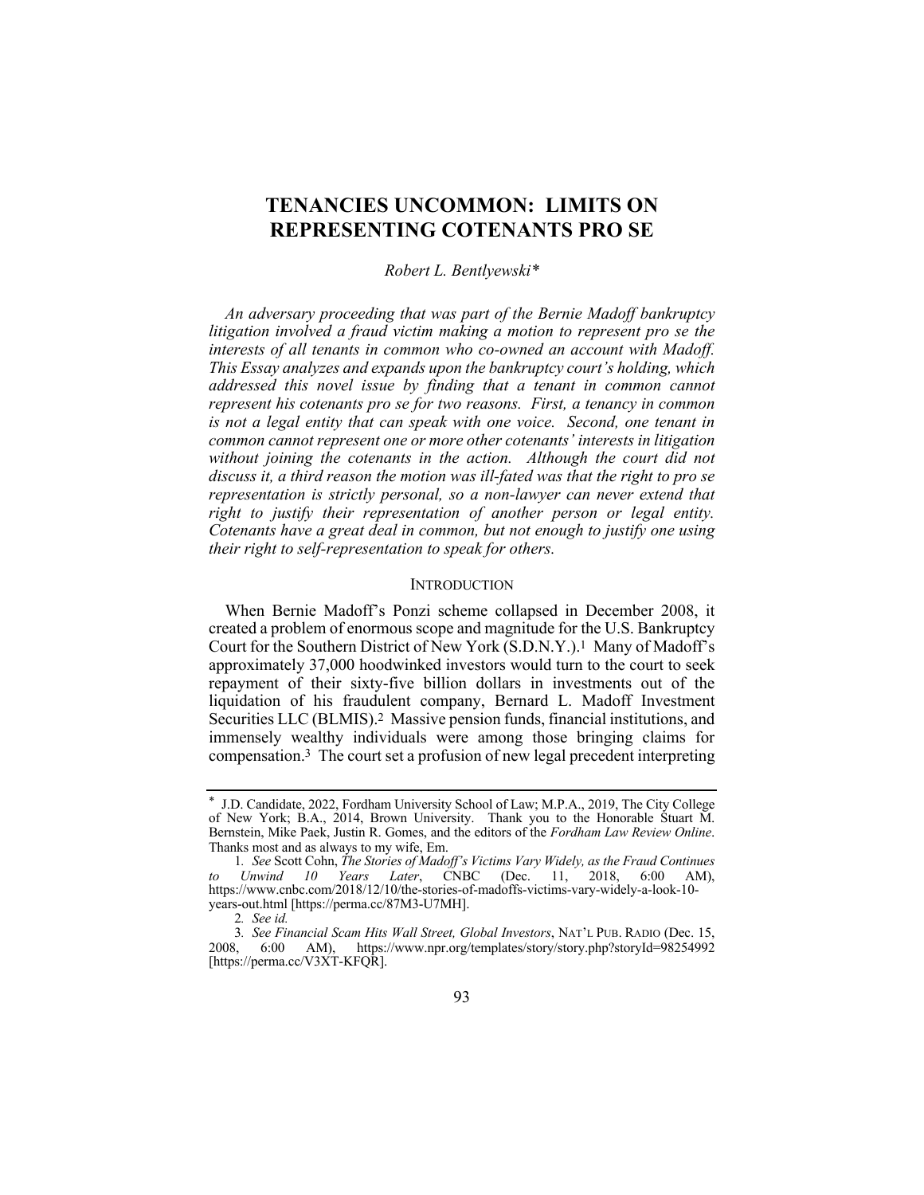# TENANCIES UNCOMMON: LIMITS ON REPRESENTING COTENANTS PRO SE

*Robert L. Bentlyewski\**

*An adversary proceeding that was part of the Bernie Madoff bankruptcy litigation involved a fraud victim making a motion to represent pro se the interests of all tenants in common who co-owned an account with Madoff. This Essay analyzes and expands upon the bankruptcy court's holding, which addressed this novel issue by finding that a tenant in common cannot represent his cotenants pro se for two reasons. First, a tenancy in common is not a legal entity that can speak with one voice. Second, one tenant in common cannot represent one or more other cotenants' interests in litigation without joining the cotenants in the action. Although the court did not discuss it, a third reason the motion was ill-fated was that the right to pro se representation is strictly personal, so a non-lawyer can never extend that right to justify their representation of another person or legal entity. Cotenants have a great deal in common, but not enough to justify one using their right to self-representation to speak for others.*

## INTRODUCTION

When Bernie Madoff's Ponzi scheme collapsed in December 2008, it created a problem of enormous scope and magnitude for the U.S. Bankruptcy Court for the Southern District of New York (S.D.N.Y.).[1] Many of Madoff's approximately 37,000 hoodwinked investors would turn to the court to seek repayment of their sixty-five billion dollars in investments out of the liquidation of his fraudulent company, Bernard L. Madoff Investment Securities LLC (BLMIS).[2] Massive pension funds, financial institutions, and immensely wealthy individuals were among those bringing claims for compensation.[3] The court set a profusion of new legal precedent interpreting

---

\* J.D. Candidate, 2022, Fordham University School of Law; M.P.A., 2019, The City College of New York; B.A., 2014, Brown University. Thank you to the Honorable Stuart M. Bernstein, Mike Paek, Justin R. Gomes, and the editors of the *Fordham Law Review Online*. Thanks most and as always to my wife, Em.

1. *See* Scott Cohn, *The Stories of Madoff's Victims Vary Widely, as the Fraud Continues to Unwind 10 Years Later*, CNBC (Dec. 11, 2018, 6:00 AM), https://www.cnbc.com/2018/12/10/the-stories-of-madoffs-victims-vary-widely-a-look-10-years-out.html [https://perma.cc/87M3-U7MH].

2. *See id.*

3. *See Financial Scam Hits Wall Street, Global Investors*, NAT'L PUB. RADIO (Dec. 15, 2008, 6:00 AM), https://www.npr.org/templates/story/story.php?storyId=98254992 [https://perma.cc/V3XT-KFQR].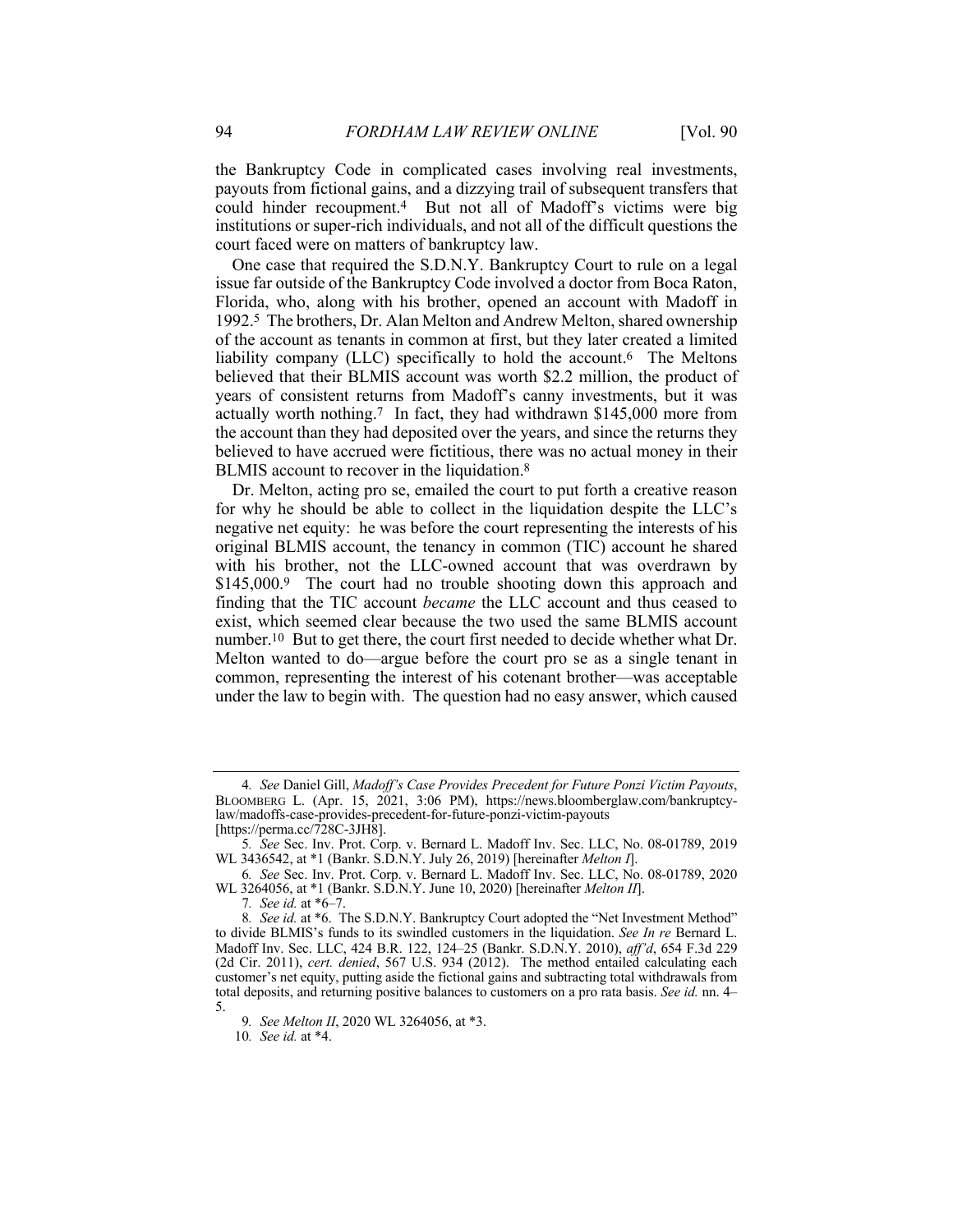the Bankruptcy Code in complicated cases involving real investments, payouts from fictional gains, and a dizzying trail of subsequent transfers that could hinder recoupment.[4] But not all of Madoff's victims were big institutions or super-rich individuals, and not all of the difficult questions the court faced were on matters of bankruptcy law.

One case that required the S.D.N.Y. Bankruptcy Court to rule on a legal issue far outside of the Bankruptcy Code involved a doctor from Boca Raton, Florida, who, along with his brother, opened an account with Madoff in 1992.[5] The brothers, Dr. Alan Melton and Andrew Melton, shared ownership of the account as tenants in common at first, but they later created a limited liability company (LLC) specifically to hold the account.[6] The Meltons believed that their BLMIS account was worth $2.2 million, the product of years of consistent returns from Madoff's canny investments, but it was actually worth nothing.[7] In fact, they had withdrawn $145,000 more from the account than they had deposited over the years, and since the returns they believed to have accrued were fictitious, there was no actual money in their BLMIS account to recover in the liquidation.[8]

Dr. Melton, acting pro se, emailed the court to put forth a creative reason for why he should be able to collect in the liquidation despite the LLC's negative net equity: he was before the court representing the interests of his original BLMIS account, the tenancy in common (TIC) account he shared with his brother, not the LLC-owned account that was overdrawn by $145,000.[9] The court had no trouble shooting down this approach and finding that the TIC account *became* the LLC account and thus ceased to exist, which seemed clear because the two used the same BLMIS account number.[10] But to get there, the court first needed to decide whether what Dr. Melton wanted to do—argue before the court pro se as a single tenant in common, representing the interest of his cotenant brother—was acceptable under the law to begin with. The question had no easy answer, which caused

---

4. *See* Daniel Gill, *Madoff's Case Provides Precedent for Future Ponzi Victim Payouts*, BLOOMBERG L. (Apr. 15, 2021, 3:06 PM), https://news.bloomberglaw.com/bankruptcy-law/madoffs-case-provides-precedent-for-future-ponzi-victim-payouts [https://perma.cc/728C-3JH8].

5. *See* Sec. Inv. Prot. Corp. v. Bernard L. Madoff Inv. Sec. LLC, No. 08-01789, 2019 WL 3436542, at *1 (Bankr. S.D.N.Y. July 26, 2019) [hereinafter *Melton I*].

6. *See* Sec. Inv. Prot. Corp. v. Bernard L. Madoff Inv. Sec. LLC, No. 08-01789, 2020 WL 3264056, at *1 (Bankr. S.D.N.Y. June 10, 2020) [hereinafter *Melton II*].

7. *See id.* at *6–7.

8. *See id.* at *6. The S.D.N.Y. Bankruptcy Court adopted the "Net Investment Method" to divide BLMIS's funds to its swindled customers in the liquidation. *See In re* Bernard L. Madoff Inv. Sec. LLC, 424 B.R. 122, 124–25 (Bankr. S.D.N.Y. 2010), *aff'd*, 654 F.3d 229 (2d Cir. 2011), *cert. denied*, 567 U.S. 934 (2012). The method entailed calculating each customer's net equity, putting aside the fictional gains and subtracting total withdrawals from total deposits, and returning positive balances to customers on a pro rata basis. *See id.* nn. 4–5.

9. *See Melton II*, 2020 WL 3264056, at *3.

10. *See id.* at *4.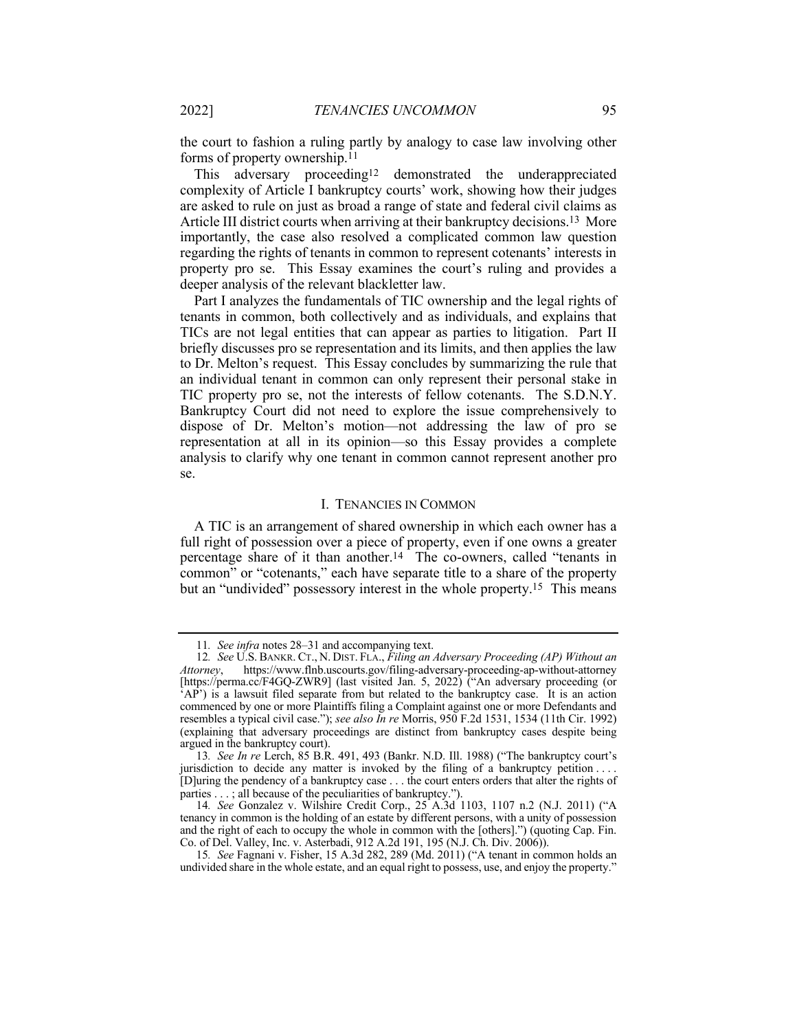the court to fashion a ruling partly by analogy to case law involving other forms of property ownership.[11]

This adversary proceeding[12] demonstrated the underappreciated complexity of Article I bankruptcy courts' work, showing how their judges are asked to rule on just as broad a range of state and federal civil claims as Article III district courts when arriving at their bankruptcy decisions.[13] More importantly, the case also resolved a complicated common law question regarding the rights of tenants in common to represent cotenants' interests in property pro se. This Essay examines the court's ruling and provides a deeper analysis of the relevant blackletter law.

Part I analyzes the fundamentals of TIC ownership and the legal rights of tenants in common, both collectively and as individuals, and explains that TICs are not legal entities that can appear as parties to litigation. Part II briefly discusses pro se representation and its limits, and then applies the law to Dr. Melton's request. This Essay concludes by summarizing the rule that an individual tenant in common can only represent their personal stake in TIC property pro se, not the interests of fellow cotenants. The S.D.N.Y. Bankruptcy Court did not need to explore the issue comprehensively to dispose of Dr. Melton's motion—not addressing the law of pro se representation at all in its opinion—so this Essay provides a complete analysis to clarify why one tenant in common cannot represent another pro se.

## I. TENANCIES IN COMMON

A TIC is an arrangement of shared ownership in which each owner has a full right of possession over a piece of property, even if one owns a greater percentage share of it than another.[14] The co-owners, called "tenants in common" or "cotenants," each have separate title to a share of the property but an "undivided" possessory interest in the whole property.[15] This means

---

11. *See infra* notes 28–31 and accompanying text.

12. *See* U.S. BANKR. CT., N. DIST. FLA., *Filing an Adversary Proceeding (AP) Without an Attorney*, https://www.flnb.uscourts.gov/filing-adversary-proceeding-ap-without-attorney [https://perma.cc/F4GQ-ZWR9] (last visited Jan. 5, 2022) ("An adversary proceeding (or 'AP') is a lawsuit filed separate from but related to the bankruptcy case. It is an action commenced by one or more Plaintiffs filing a Complaint against one or more Defendants and resembles a typical civil case."); *see also In re* Morris, 950 F.2d 1531, 1534 (11th Cir. 1992) (explaining that adversary proceedings are distinct from bankruptcy cases despite being argued in the bankruptcy court).

13. *See In re* Lerch, 85 B.R. 491, 493 (Bankr. N.D. Ill. 1988) ("The bankruptcy court's jurisdiction to decide any matter is invoked by the filing of a bankruptcy petition . . . . [D]uring the pendency of a bankruptcy case . . . the court enters orders that alter the rights of parties . . . ; all because of the peculiarities of bankruptcy.").

14. *See* Gonzalez v. Wilshire Credit Corp., 25 A.3d 1103, 1107 n.2 (N.J. 2011) ("A tenancy in common is the holding of an estate by different persons, with a unity of possession and the right of each to occupy the whole in common with the [others].") (quoting Cap. Fin. Co. of Del. Valley, Inc. v. Asterbadi, 912 A.2d 191, 195 (N.J. Ch. Div. 2006)).

15. *See* Fagnani v. Fisher, 15 A.3d 282, 289 (Md. 2011) ("A tenant in common holds an undivided share in the whole estate, and an equal right to possess, use, and enjoy the property."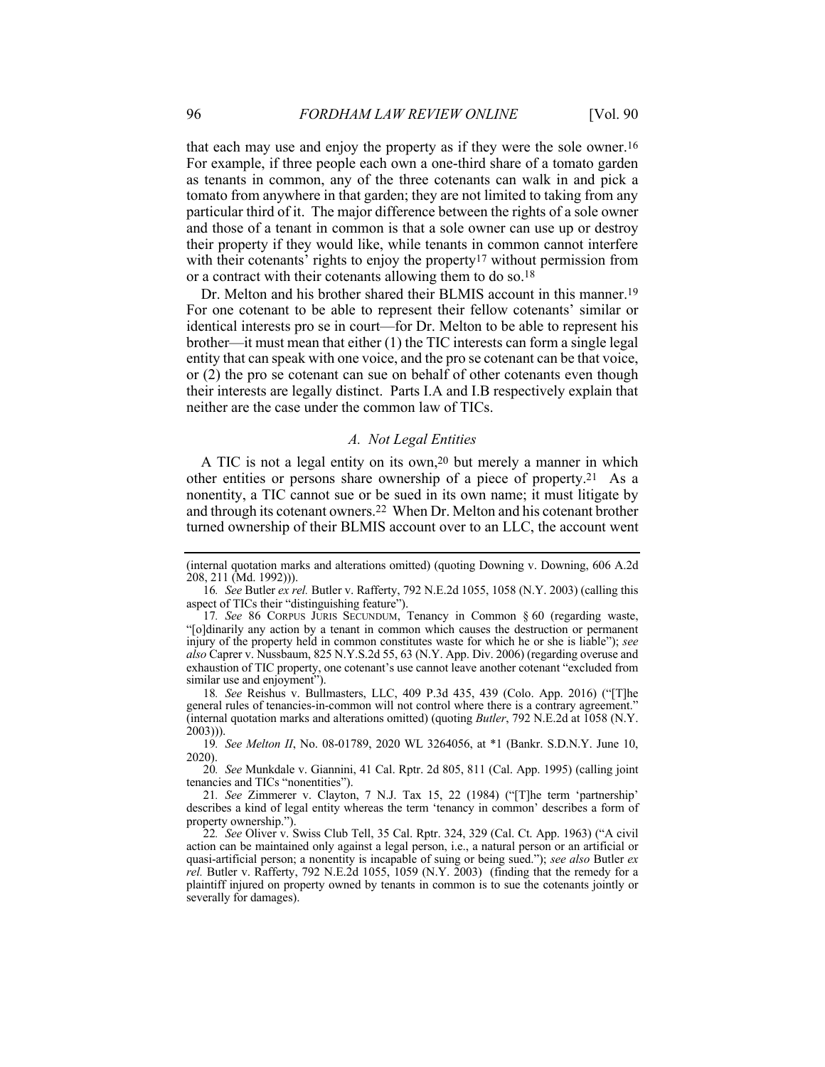that each may use and enjoy the property as if they were the sole owner.[16] For example, if three people each own a one-third share of a tomato garden as tenants in common, any of the three cotenants can walk in and pick a tomato from anywhere in that garden; they are not limited to taking from any particular third of it. The major difference between the rights of a sole owner and those of a tenant in common is that a sole owner can use up or destroy their property if they would like, while tenants in common cannot interfere with their cotenants' rights to enjoy the property[17] without permission from or a contract with their cotenants allowing them to do so.[18]

Dr. Melton and his brother shared their BLMIS account in this manner.[19] For one cotenant to be able to represent their fellow cotenants' similar or identical interests pro se in court—for Dr. Melton to be able to represent his brother—it must mean that either (1) the TIC interests can form a single legal entity that can speak with one voice, and the pro se cotenant can be that voice, or (2) the pro se cotenant can sue on behalf of other cotenants even though their interests are legally distinct. Parts I.A and I.B respectively explain that neither are the case under the common law of TICs.

### *A. Not Legal Entities*

A TIC is not a legal entity on its own,[20] but merely a manner in which other entities or persons share ownership of a piece of property.[21] As a nonentity, a TIC cannot sue or be sued in its own name; it must litigate by and through its cotenant owners.[22] When Dr. Melton and his cotenant brother turned ownership of their BLMIS account over to an LLC, the account went

---

(internal quotation marks and alterations omitted) (quoting Downing v. Downing, 606 A.2d 208, 211 (Md. 1992))).

16. *See* Butler *ex rel.* Butler v. Rafferty, 792 N.E.2d 1055, 1058 (N.Y. 2003) (calling this aspect of TICs their "distinguishing feature").

17. *See* 86 CORPUS JURIS SECUNDUM, Tenancy in Common § 60 (regarding waste, "[o]dinarily any action by a tenant in common which causes the destruction or permanent injury of the property held in common constitutes waste for which he or she is liable"); *see also* Caprer v. Nussbaum, 825 N.Y.S.2d 55, 63 (N.Y. App. Div. 2006) (regarding overuse and exhaustion of TIC property, one cotenant's use cannot leave another cotenant "excluded from similar use and enjoyment").

18. *See* Reishus v. Bullmasters, LLC, 409 P.3d 435, 439 (Colo. App. 2016) ("[T]he general rules of tenancies-in-common will not control where there is a contrary agreement." (internal quotation marks and alterations omitted) (quoting *Butler*, 792 N.E.2d at 1058 (N.Y. 2003))).

19. *See Melton II*, No. 08-01789, 2020 WL 3264056, at *1 (Bankr. S.D.N.Y. June 10, 2020).

20. *See* Munkdale v. Giannini, 41 Cal. Rptr. 2d 805, 811 (Cal. App. 1995) (calling joint tenancies and TICs "nonentities").

21. *See* Zimmerer v. Clayton, 7 N.J. Tax 15, 22 (1984) ("[T]he term 'partnership' describes a kind of legal entity whereas the term 'tenancy in common' describes a form of property ownership.").

22. *See* Oliver v. Swiss Club Tell, 35 Cal. Rptr. 324, 329 (Cal. Ct. App. 1963) ("A civil action can be maintained only against a legal person, i.e., a natural person or an artificial or quasi-artificial person; a nonentity is incapable of suing or being sued."); *see also* Butler *ex rel.* Butler v. Rafferty, 792 N.E.2d 1055, 1059 (N.Y. 2003) (finding that the remedy for a plaintiff injured on property owned by tenants in common is to sue the cotenants jointly or severally for damages).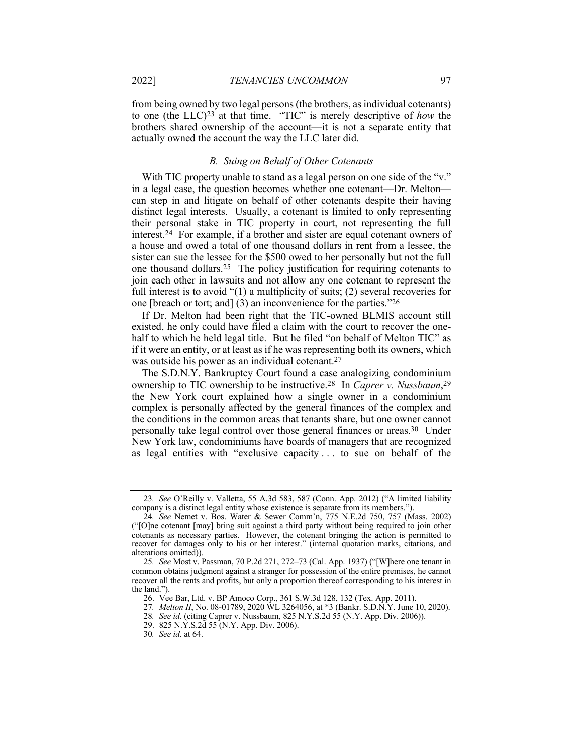from being owned by two legal persons (the brothers, as individual cotenants) to one (the LLC)[23] at that time. "TIC" is merely descriptive of *how* the brothers shared ownership of the account—it is not a separate entity that actually owned the account the way the LLC later did.

### *B. Suing on Behalf of Other Cotenants*

With TIC property unable to stand as a legal person on one side of the "v." in a legal case, the question becomes whether one cotenant—Dr. Melton—can step in and litigate on behalf of other cotenants despite their having distinct legal interests. Usually, a cotenant is limited to only representing their personal stake in TIC property in court, not representing the full interest.[24] For example, if a brother and sister are equal cotenant owners of a house and owed a total of one thousand dollars in rent from a lessee, the sister can sue the lessee for the $500 owed to her personally but not the full one thousand dollars.[25] The policy justification for requiring cotenants to join each other in lawsuits and not allow any one cotenant to represent the full interest is to avoid "(1) a multiplicity of suits; (2) several recoveries for one [breach or tort; and] (3) an inconvenience for the parties."[26]

If Dr. Melton had been right that the TIC-owned BLMIS account still existed, he only could have filed a claim with the court to recover the one-half to which he held legal title. But he filed "on behalf of Melton TIC" as if it were an entity, or at least as if he was representing both its owners, which was outside his power as an individual cotenant.[27]

The S.D.N.Y. Bankruptcy Court found a case analogizing condominium ownership to TIC ownership to be instructive.[28] In *Caprer v. Nussbaum*,[29] the New York court explained how a single owner in a condominium complex is personally affected by the general finances of the complex and the conditions in the common areas that tenants share, but one owner cannot personally take legal control over those general finances or areas.[30] Under New York law, condominiums have boards of managers that are recognized as legal entities with "exclusive capacity . . . to sue on behalf of the

---

23. *See* O'Reilly v. Valletta, 55 A.3d 583, 587 (Conn. App. 2012) ("A limited liability company is a distinct legal entity whose existence is separate from its members.").

24. *See* Nemet v. Bos. Water & Sewer Comm'n, 775 N.E.2d 750, 757 (Mass. 2002) ("[O]ne cotenant [may] bring suit against a third party without being required to join other cotenants as necessary parties. However, the cotenant bringing the action is permitted to recover for damages only to his or her interest." (internal quotation marks, citations, and alterations omitted)).

25. *See* Most v. Passman, 70 P.2d 271, 272–73 (Cal. App. 1937) ("[W]here one tenant in common obtains judgment against a stranger for possession of the entire premises, he cannot recover all the rents and profits, but only a proportion thereof corresponding to his interest in the land.").

26. Vee Bar, Ltd. v. BP Amoco Corp., 361 S.W.3d 128, 132 (Tex. App. 2011).

27. *Melton II*, No. 08-01789, 2020 WL 3264056, at *3 (Bankr. S.D.N.Y. June 10, 2020).

28. *See id.* (citing Caprer v. Nussbaum, 825 N.Y.S.2d 55 (N.Y. App. Div. 2006)).

29. 825 N.Y.S.2d 55 (N.Y. App. Div. 2006).

30. *See id.* at 64.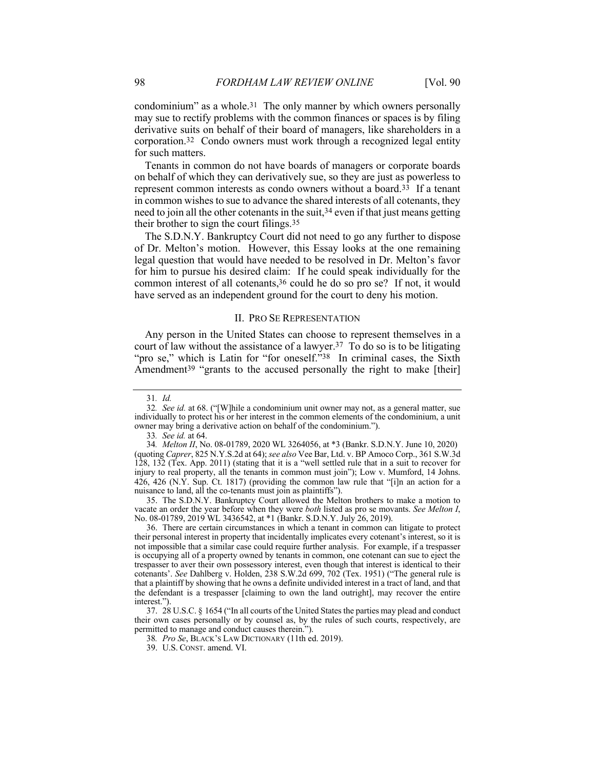condominium" as a whole.[31] The only manner by which owners personally may sue to rectify problems with the common finances or spaces is by filing derivative suits on behalf of their board of managers, like shareholders in a corporation.[32] Condo owners must work through a recognized legal entity for such matters.

Tenants in common do not have boards of managers or corporate boards on behalf of which they can derivatively sue, so they are just as powerless to represent common interests as condo owners without a board.[33] If a tenant in common wishes to sue to advance the shared interests of all cotenants, they need to join all the other cotenants in the suit,[34] even if that just means getting their brother to sign the court filings.[35]

The S.D.N.Y. Bankruptcy Court did not need to go any further to dispose of Dr. Melton's motion. However, this Essay looks at the one remaining legal question that would have needed to be resolved in Dr. Melton's favor for him to pursue his desired claim: If he could speak individually for the common interest of all cotenants,[36] could he do so pro se? If not, it would have served as an independent ground for the court to deny his motion.

## II. PRO SE REPRESENTATION

Any person in the United States can choose to represent themselves in a court of law without the assistance of a lawyer.[37] To do so is to be litigating "pro se," which is Latin for "for oneself."[38] In criminal cases, the Sixth Amendment[39] "grants to the accused personally the right to make [their]

---

31. *Id.*

32. *See id.* at 68. ("[W]hile a condominium unit owner may not, as a general matter, sue individually to protect his or her interest in the common elements of the condominium, a unit owner may bring a derivative action on behalf of the condominium.").

33. *See id.* at 64.

34. *Melton II*, No. 08-01789, 2020 WL 3264056, at *3 (Bankr. S.D.N.Y. June 10, 2020) (quoting *Caprer*, 825 N.Y.S.2d at 64); *see also* Vee Bar, Ltd. v. BP Amoco Corp., 361 S.W.3d 128, 132 (Tex. App. 2011) (stating that it is a "well settled rule that in a suit to recover for injury to real property, all the tenants in common must join"); Low v. Mumford, 14 Johns. 426, 426 (N.Y. Sup. Ct. 1817) (providing the common law rule that "[i]n an action for a nuisance to land, all the co-tenants must join as plaintiffs").

35. The S.D.N.Y. Bankruptcy Court allowed the Melton brothers to make a motion to vacate an order the year before when they were *both* listed as pro se movants. *See Melton I*, No. 08-01789, 2019 WL 3436542, at *1 (Bankr. S.D.N.Y. July 26, 2019).

36. There are certain circumstances in which a tenant in common can litigate to protect their personal interest in property that incidentally implicates every cotenant's interest, so it is not impossible that a similar case could require further analysis. For example, if a trespasser is occupying all of a property owned by tenants in common, one cotenant can sue to eject the trespasser to aver their own possessory interest, even though that interest is identical to their cotenants'. *See* Dahlberg v. Holden, 238 S.W.2d 699, 702 (Tex. 1951) ("The general rule is that a plaintiff by showing that he owns a definite undivided interest in a tract of land, and that the defendant is a trespasser [claiming to own the land outright], may recover the entire interest.").

37. 28 U.S.C. § 1654 ("In all courts of the United States the parties may plead and conduct their own cases personally or by counsel as, by the rules of such courts, respectively, are permitted to manage and conduct causes therein.").

38. *Pro Se*, BLACK'S LAW DICTIONARY (11th ed. 2019).

39. U.S. CONST. amend. VI.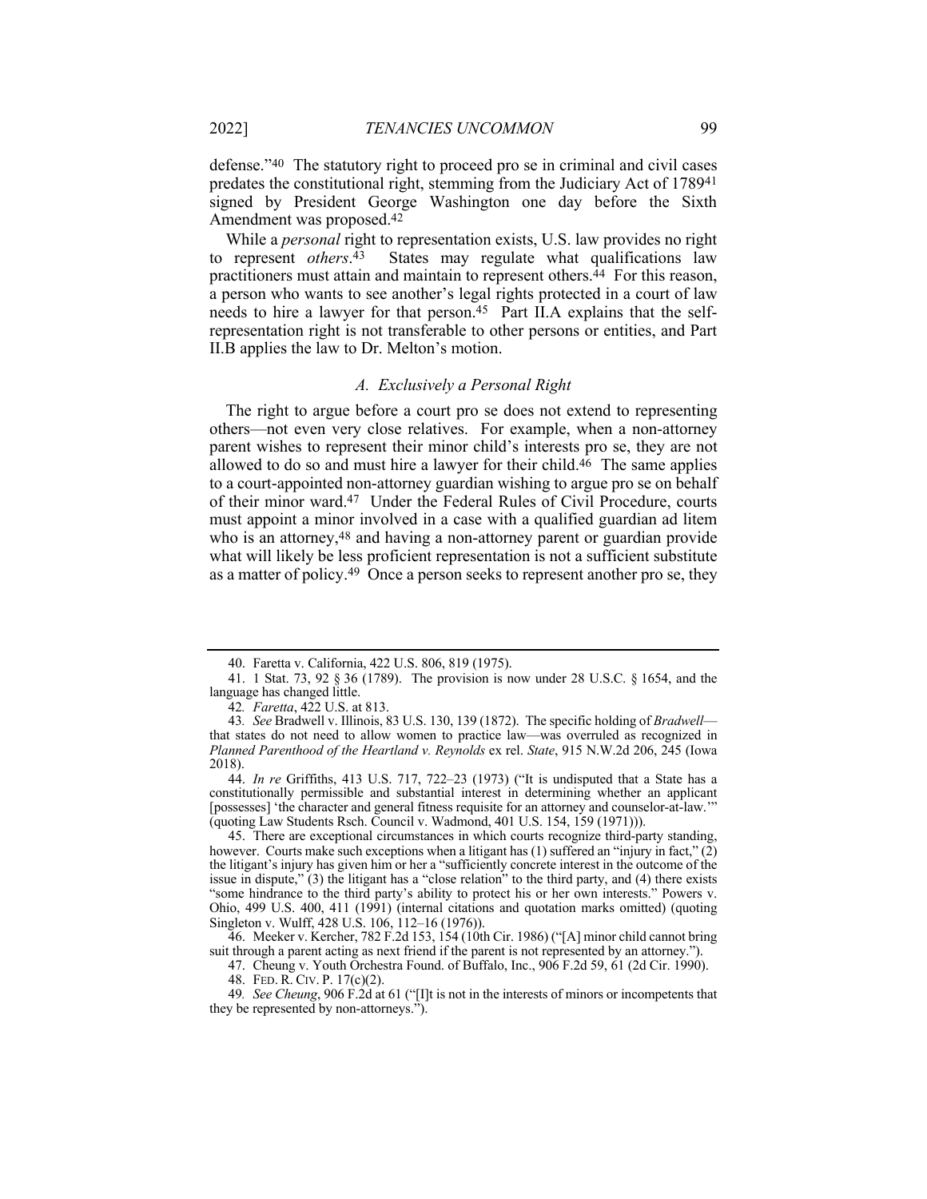defense."[40] The statutory right to proceed pro se in criminal and civil cases predates the constitutional right, stemming from the Judiciary Act of 1789[41] signed by President George Washington one day before the Sixth Amendment was proposed.[42]

While a *personal* right to representation exists, U.S. law provides no right to represent *others*.[43] States may regulate what qualifications law practitioners must attain and maintain to represent others.[44] For this reason, a person who wants to see another's legal rights protected in a court of law needs to hire a lawyer for that person.[45] Part II.A explains that the self-representation right is not transferable to other persons or entities, and Part II.B applies the law to Dr. Melton's motion.

### *A. Exclusively a Personal Right*

The right to argue before a court pro se does not extend to representing others—not even very close relatives. For example, when a non-attorney parent wishes to represent their minor child's interests pro se, they are not allowed to do so and must hire a lawyer for their child.[46] The same applies to a court-appointed non-attorney guardian wishing to argue pro se on behalf of their minor ward.[47] Under the Federal Rules of Civil Procedure, courts must appoint a minor involved in a case with a qualified guardian ad litem who is an attorney,[48] and having a non-attorney parent or guardian provide what will likely be less proficient representation is not a sufficient substitute as a matter of policy.[49] Once a person seeks to represent another pro se, they

---

40. Faretta v. California, 422 U.S. 806, 819 (1975).

41. 1 Stat. 73, 92 § 36 (1789). The provision is now under 28 U.S.C. § 1654, and the language has changed little.

42. *Faretta*, 422 U.S. at 813.

43. *See* Bradwell v. Illinois, 83 U.S. 130, 139 (1872). The specific holding of *Bradwell*—that states do not need to allow women to practice law—was overruled as recognized in *Planned Parenthood of the Heartland v. Reynolds* ex rel. *State*, 915 N.W.2d 206, 245 (Iowa 2018).

44. *In re* Griffiths, 413 U.S. 717, 722–23 (1973) ("It is undisputed that a State has a constitutionally permissible and substantial interest in determining whether an applicant [possesses] 'the character and general fitness requisite for an attorney and counselor-at-law.'" (quoting Law Students Rsch. Council v. Wadmond, 401 U.S. 154, 159 (1971))).

45. There are exceptional circumstances in which courts recognize third-party standing, however. Courts make such exceptions when a litigant has (1) suffered an "injury in fact," (2) the litigant's injury has given him or her a "sufficiently concrete interest in the outcome of the issue in dispute," (3) the litigant has a "close relation" to the third party, and (4) there exists "some hindrance to the third party's ability to protect his or her own interests." Powers v. Ohio, 499 U.S. 400, 411 (1991) (internal citations and quotation marks omitted) (quoting Singleton v. Wulff, 428 U.S. 106, 112–16 (1976)).

46. Meeker v. Kercher, 782 F.2d 153, 154 (10th Cir. 1986) ("[A] minor child cannot bring suit through a parent acting as next friend if the parent is not represented by an attorney.").

47. Cheung v. Youth Orchestra Found. of Buffalo, Inc., 906 F.2d 59, 61 (2d Cir. 1990).

48. FED. R. CIV. P. 17(c)(2).

49. *See Cheung*, 906 F.2d at 61 ("[I]t is not in the interests of minors or incompetents that they be represented by non-attorneys.").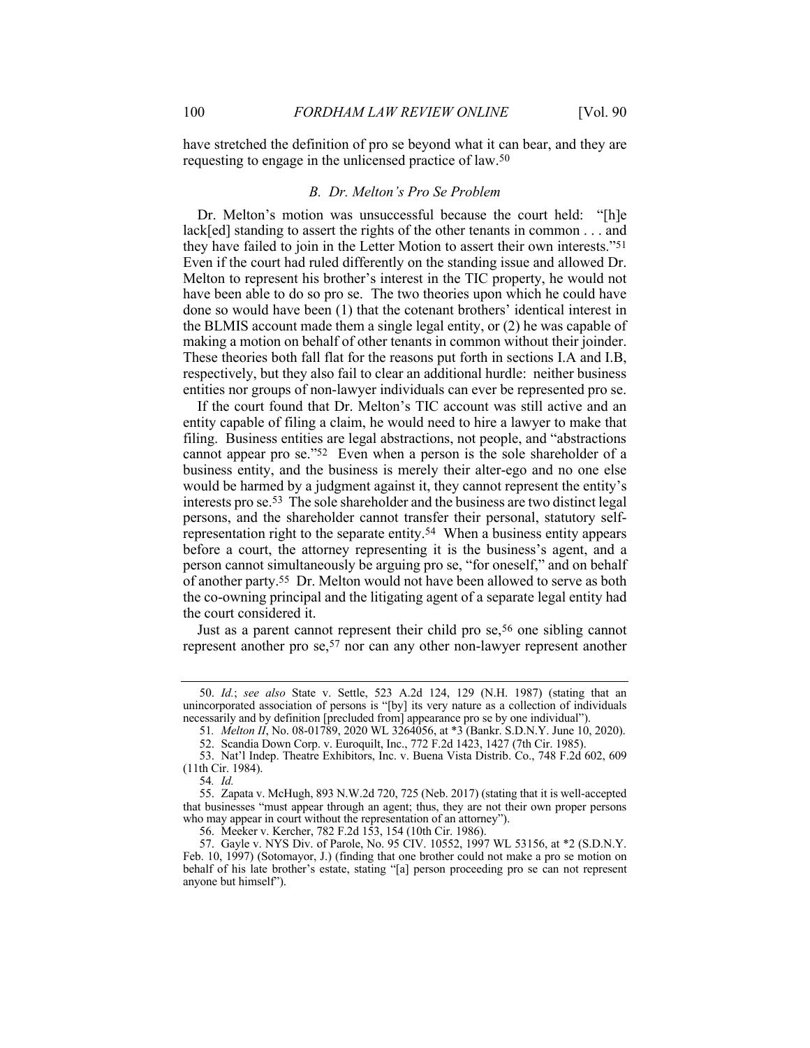have stretched the definition of pro se beyond what it can bear, and they are requesting to engage in the unlicensed practice of law.[50]

### *B. Dr. Melton's Pro Se Problem*

Dr. Melton's motion was unsuccessful because the court held: "[h]e lack[ed] standing to assert the rights of the other tenants in common . . . and they have failed to join in the Letter Motion to assert their own interests."[51] Even if the court had ruled differently on the standing issue and allowed Dr. Melton to represent his brother's interest in the TIC property, he would not have been able to do so pro se. The two theories upon which he could have done so would have been (1) that the cotenant brothers' identical interest in the BLMIS account made them a single legal entity, or (2) he was capable of making a motion on behalf of other tenants in common without their joinder. These theories both fall flat for the reasons put forth in sections I.A and I.B, respectively, but they also fail to clear an additional hurdle: neither business entities nor groups of non-lawyer individuals can ever be represented pro se.

If the court found that Dr. Melton's TIC account was still active and an entity capable of filing a claim, he would need to hire a lawyer to make that filing. Business entities are legal abstractions, not people, and "abstractions cannot appear pro se."[52] Even when a person is the sole shareholder of a business entity, and the business is merely their alter-ego and no one else would be harmed by a judgment against it, they cannot represent the entity's interests pro se.[53] The sole shareholder and the business are two distinct legal persons, and the shareholder cannot transfer their personal, statutory self-representation right to the separate entity.[54] When a business entity appears before a court, the attorney representing it is the business's agent, and a person cannot simultaneously be arguing pro se, "for oneself," and on behalf of another party.[55] Dr. Melton would not have been allowed to serve as both the co-owning principal and the litigating agent of a separate legal entity had the court considered it.

Just as a parent cannot represent their child pro se,[56] one sibling cannot represent another pro se,[57] nor can any other non-lawyer represent another

---

50. *Id.*; *see also* State v. Settle, 523 A.2d 124, 129 (N.H. 1987) (stating that an unincorporated association of persons is "[by] its very nature as a collection of individuals necessarily and by definition [precluded from] appearance pro se by one individual").

51. *Melton II*, No. 08-01789, 2020 WL 3264056, at *3 (Bankr. S.D.N.Y. June 10, 2020).

52. Scandia Down Corp. v. Euroquilt, Inc., 772 F.2d 1423, 1427 (7th Cir. 1985).

53. Nat'l Indep. Theatre Exhibitors, Inc. v. Buena Vista Distrib. Co., 748 F.2d 602, 609 (11th Cir. 1984).

54. *Id.*

55. Zapata v. McHugh, 893 N.W.2d 720, 725 (Neb. 2017) (stating that it is well-accepted that businesses "must appear through an agent; thus, they are not their own proper persons who may appear in court without the representation of an attorney").

56. Meeker v. Kercher, 782 F.2d 153, 154 (10th Cir. 1986).

57. Gayle v. NYS Div. of Parole, No. 95 CIV. 10552, 1997 WL 53156, at *2 (S.D.N.Y. Feb. 10, 1997) (Sotomayor, J.) (finding that one brother could not make a pro se motion on behalf of his late brother's estate, stating "[a] person proceeding pro se can not represent anyone but himself").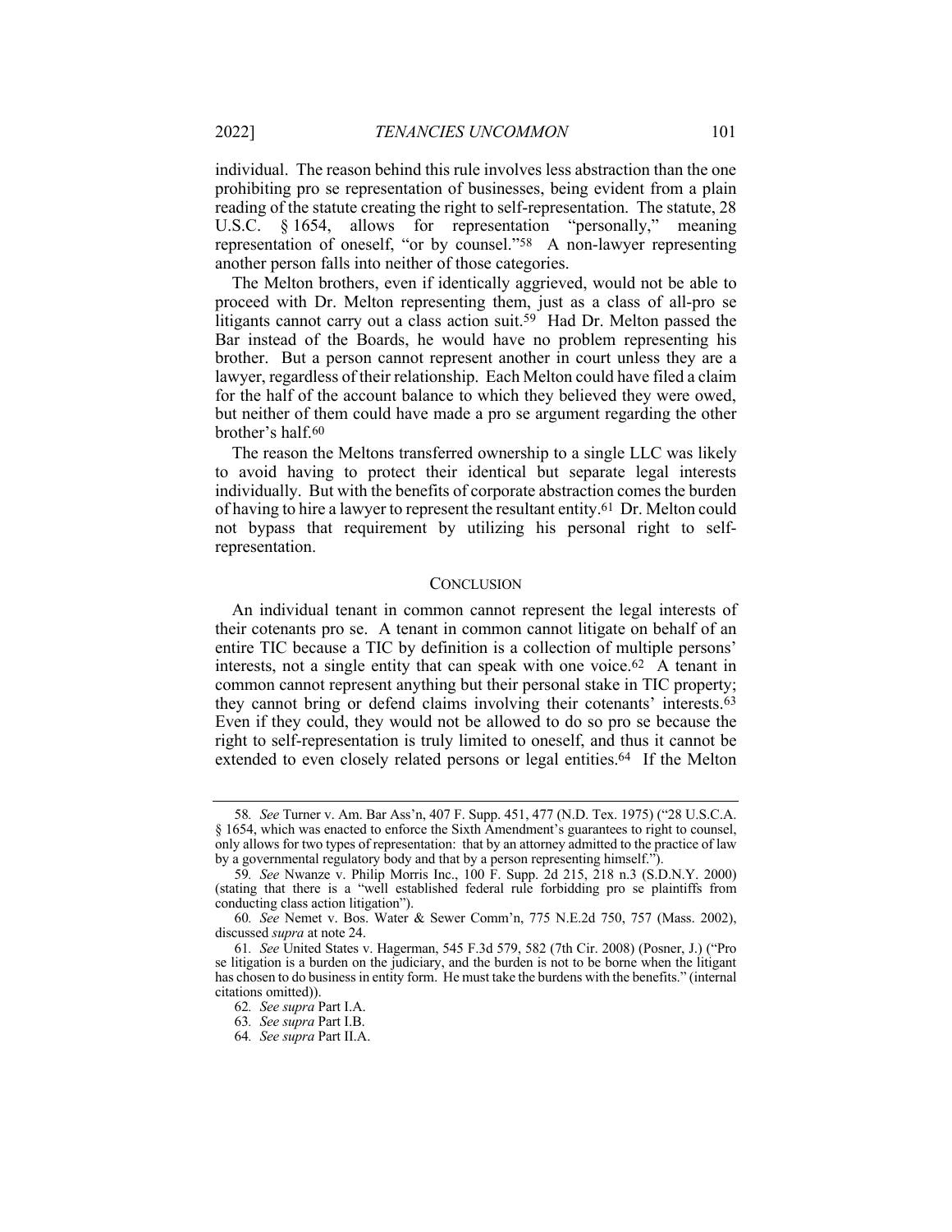individual. The reason behind this rule involves less abstraction than the one prohibiting pro se representation of businesses, being evident from a plain reading of the statute creating the right to self-representation. The statute, 28 U.S.C. § 1654, allows for representation "personally," meaning representation of oneself, "or by counsel."[58] A non-lawyer representing another person falls into neither of those categories.

The Melton brothers, even if identically aggrieved, would not be able to proceed with Dr. Melton representing them, just as a class of all-pro se litigants cannot carry out a class action suit.[59] Had Dr. Melton passed the Bar instead of the Boards, he would have no problem representing his brother. But a person cannot represent another in court unless they are a lawyer, regardless of their relationship. Each Melton could have filed a claim for the half of the account balance to which they believed they were owed, but neither of them could have made a pro se argument regarding the other brother's half.[60]

The reason the Meltons transferred ownership to a single LLC was likely to avoid having to protect their identical but separate legal interests individually. But with the benefits of corporate abstraction comes the burden of having to hire a lawyer to represent the resultant entity.[61] Dr. Melton could not bypass that requirement by utilizing his personal right to self-representation.

## CONCLUSION

An individual tenant in common cannot represent the legal interests of their cotenants pro se. A tenant in common cannot litigate on behalf of an entire TIC because a TIC by definition is a collection of multiple persons' interests, not a single entity that can speak with one voice.[62] A tenant in common cannot represent anything but their personal stake in TIC property; they cannot bring or defend claims involving their cotenants' interests.[63] Even if they could, they would not be allowed to do so pro se because the right to self-representation is truly limited to oneself, and thus it cannot be extended to even closely related persons or legal entities.[64] If the Melton

---

58. *See* Turner v. Am. Bar Ass'n, 407 F. Supp. 451, 477 (N.D. Tex. 1975) ("28 U.S.C.A. § 1654, which was enacted to enforce the Sixth Amendment's guarantees to right to counsel, only allows for two types of representation: that by an attorney admitted to the practice of law by a governmental regulatory body and that by a person representing himself.").

59. *See* Nwanze v. Philip Morris Inc., 100 F. Supp. 2d 215, 218 n.3 (S.D.N.Y. 2000) (stating that there is a "well established federal rule forbidding pro se plaintiffs from conducting class action litigation").

60. *See* Nemet v. Bos. Water & Sewer Comm'n, 775 N.E.2d 750, 757 (Mass. 2002), discussed *supra* at note 24.

61. *See* United States v. Hagerman, 545 F.3d 579, 582 (7th Cir. 2008) (Posner, J.) ("Pro se litigation is a burden on the judiciary, and the burden is not to be borne when the litigant has chosen to do business in entity form. He must take the burdens with the benefits." (internal citations omitted)).

62. *See supra* Part I.A.

63. *See supra* Part I.B.

64. *See supra* Part II.A.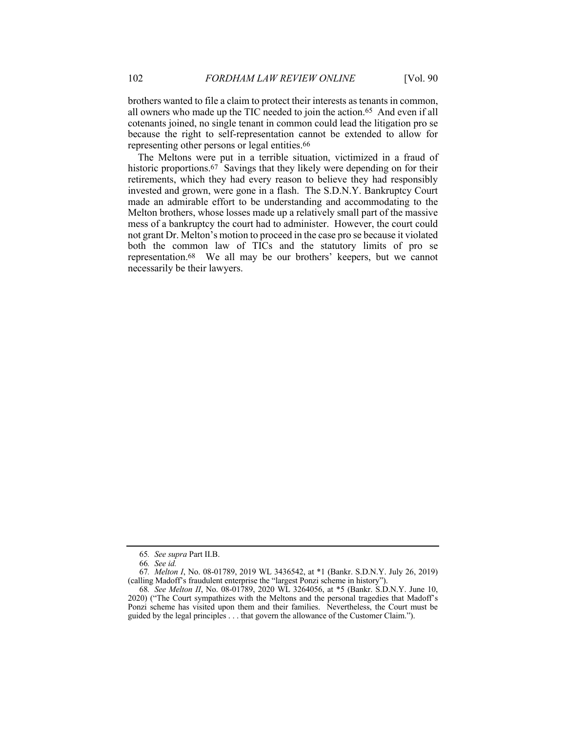brothers wanted to file a claim to protect their interests as tenants in common, all owners who made up the TIC needed to join the action.[65] And even if all cotenants joined, no single tenant in common could lead the litigation pro se because the right to self-representation cannot be extended to allow for representing other persons or legal entities.[66]

The Meltons were put in a terrible situation, victimized in a fraud of historic proportions.[67] Savings that they likely were depending on for their retirements, which they had every reason to believe they had responsibly invested and grown, were gone in a flash. The S.D.N.Y. Bankruptcy Court made an admirable effort to be understanding and accommodating to the Melton brothers, whose losses made up a relatively small part of the massive mess of a bankruptcy the court had to administer. However, the court could not grant Dr. Melton's motion to proceed in the case pro se because it violated both the common law of TICs and the statutory limits of pro se representation.[68] We all may be our brothers' keepers, but we cannot necessarily be their lawyers.

---

65. *See supra* Part II.B.

66. *See id.*

67. *Melton I*, No. 08-01789, 2019 WL 3436542, at *1 (Bankr. S.D.N.Y. July 26, 2019) (calling Madoff's fraudulent enterprise the "largest Ponzi scheme in history").

68. *See Melton II*, No. 08-01789, 2020 WL 3264056, at *5 (Bankr. S.D.N.Y. June 10, 2020) ("The Court sympathizes with the Meltons and the personal tragedies that Madoff's Ponzi scheme has visited upon them and their families. Nevertheless, the Court must be guided by the legal principles . . . that govern the allowance of the Customer Claim.").